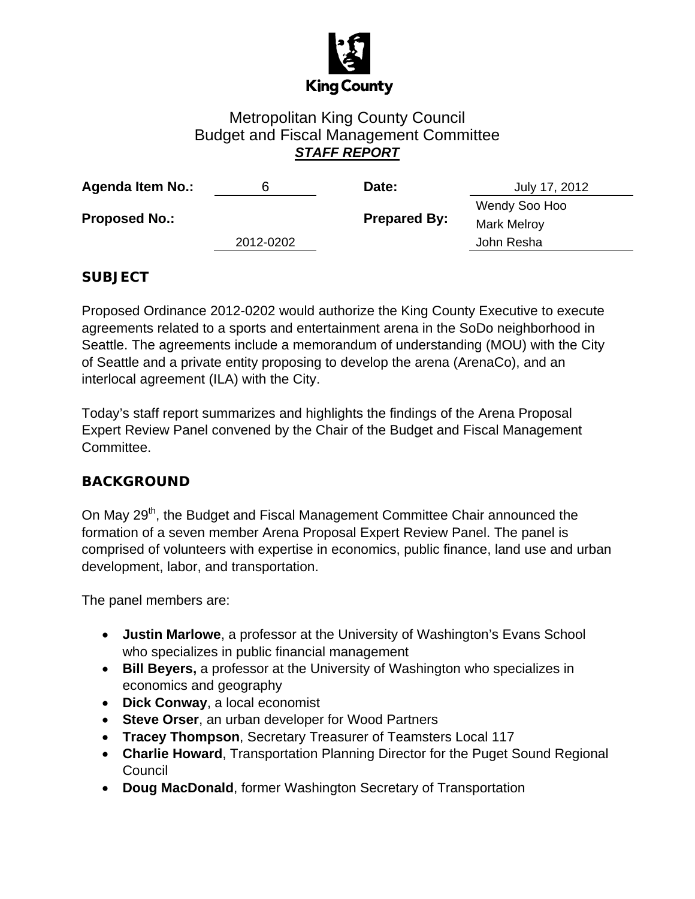King County

# Metropolitan King County Council
## Budget and Fiscal Management Committee
### ***STAFF REPORT***

| | | | |
|---|---|---|---|
| **Agenda Item No.:** | 6 | **Date:** | July 17, 2012 |
| **Proposed No.:** | 2012-0202 | **Prepared By:** | Wendy Soo Hoo<br>Mark Melroy<br>John Resha |

## SUBJECT

Proposed Ordinance 2012-0202 would authorize the King County Executive to execute agreements related to a sports and entertainment arena in the SoDo neighborhood in Seattle. The agreements include a memorandum of understanding (MOU) with the City of Seattle and a private entity proposing to develop the arena (ArenaCo), and an interlocal agreement (ILA) with the City.

Today's staff report summarizes and highlights the findings of the Arena Proposal Expert Review Panel convened by the Chair of the Budget and Fiscal Management Committee.

## BACKGROUND

On May 29th, the Budget and Fiscal Management Committee Chair announced the formation of a seven member Arena Proposal Expert Review Panel. The panel is comprised of volunteers with expertise in economics, public finance, land use and urban development, labor, and transportation.

The panel members are:

- **Justin Marlowe**, a professor at the University of Washington's Evans School who specializes in public financial management
- **Bill Beyers,** a professor at the University of Washington who specializes in economics and geography
- **Dick Conway**, a local economist
- **Steve Orser**, an urban developer for Wood Partners
- **Tracey Thompson**, Secretary Treasurer of Teamsters Local 117
- **Charlie Howard**, Transportation Planning Director for the Puget Sound Regional Council
- **Doug MacDonald**, former Washington Secretary of Transportation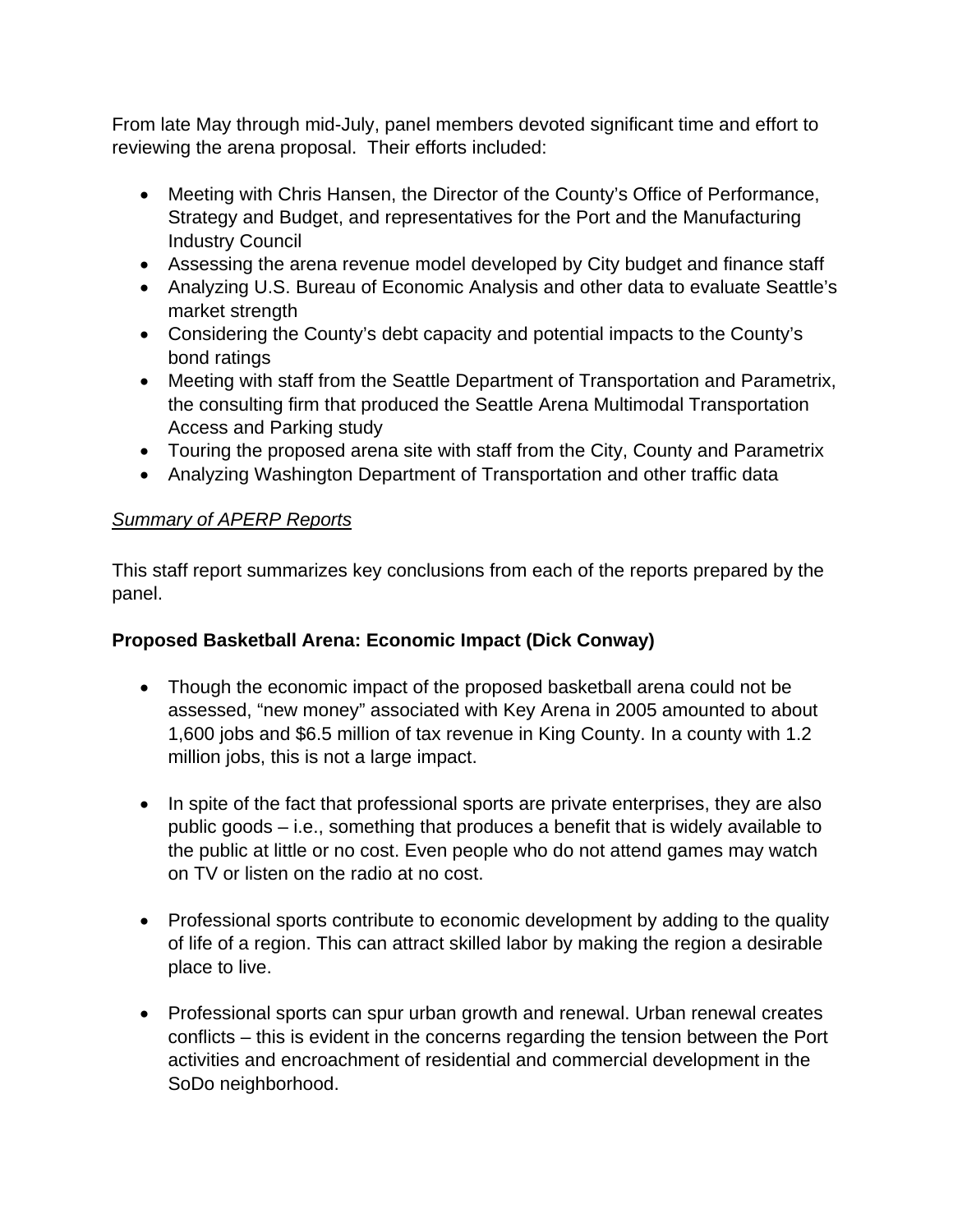From late May through mid-July, panel members devoted significant time and effort to reviewing the arena proposal. Their efforts included:

- Meeting with Chris Hansen, the Director of the County's Office of Performance, Strategy and Budget, and representatives for the Port and the Manufacturing Industry Council
- Assessing the arena revenue model developed by City budget and finance staff
- Analyzing U.S. Bureau of Economic Analysis and other data to evaluate Seattle's market strength
- Considering the County's debt capacity and potential impacts to the County's bond ratings
- Meeting with staff from the Seattle Department of Transportation and Parametrix, the consulting firm that produced the Seattle Arena Multimodal Transportation Access and Parking study
- Touring the proposed arena site with staff from the City, County and Parametrix
- Analyzing Washington Department of Transportation and other traffic data

*Summary of APERP Reports*

This staff report summarizes key conclusions from each of the reports prepared by the panel.

**Proposed Basketball Arena: Economic Impact (Dick Conway)**

- Though the economic impact of the proposed basketball arena could not be assessed, "new money" associated with Key Arena in 2005 amounted to about 1,600 jobs and $6.5 million of tax revenue in King County. In a county with 1.2 million jobs, this is not a large impact.

- In spite of the fact that professional sports are private enterprises, they are also public goods – i.e., something that produces a benefit that is widely available to the public at little or no cost. Even people who do not attend games may watch on TV or listen on the radio at no cost.

- Professional sports contribute to economic development by adding to the quality of life of a region. This can attract skilled labor by making the region a desirable place to live.

- Professional sports can spur urban growth and renewal. Urban renewal creates conflicts – this is evident in the concerns regarding the tension between the Port activities and encroachment of residential and commercial development in the SoDo neighborhood.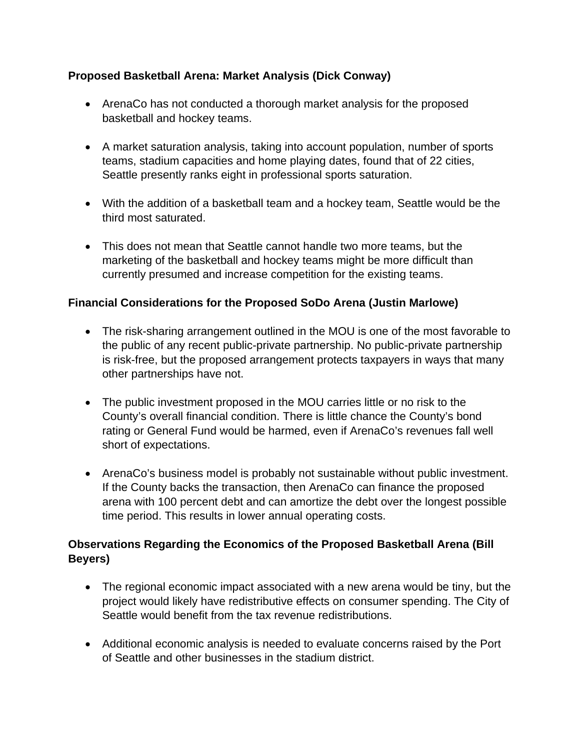**Proposed Basketball Arena: Market Analysis (Dick Conway)**

- ArenaCo has not conducted a thorough market analysis for the proposed basketball and hockey teams.

- A market saturation analysis, taking into account population, number of sports teams, stadium capacities and home playing dates, found that of 22 cities, Seattle presently ranks eight in professional sports saturation.

- With the addition of a basketball team and a hockey team, Seattle would be the third most saturated.

- This does not mean that Seattle cannot handle two more teams, but the marketing of the basketball and hockey teams might be more difficult than currently presumed and increase competition for the existing teams.

**Financial Considerations for the Proposed SoDo Arena (Justin Marlowe)**

- The risk-sharing arrangement outlined in the MOU is one of the most favorable to the public of any recent public-private partnership. No public-private partnership is risk-free, but the proposed arrangement protects taxpayers in ways that many other partnerships have not.

- The public investment proposed in the MOU carries little or no risk to the County's overall financial condition. There is little chance the County's bond rating or General Fund would be harmed, even if ArenaCo's revenues fall well short of expectations.

- ArenaCo's business model is probably not sustainable without public investment. If the County backs the transaction, then ArenaCo can finance the proposed arena with 100 percent debt and can amortize the debt over the longest possible time period. This results in lower annual operating costs.

**Observations Regarding the Economics of the Proposed Basketball Arena (Bill Beyers)**

- The regional economic impact associated with a new arena would be tiny, but the project would likely have redistributive effects on consumer spending. The City of Seattle would benefit from the tax revenue redistributions.

- Additional economic analysis is needed to evaluate concerns raised by the Port of Seattle and other businesses in the stadium district.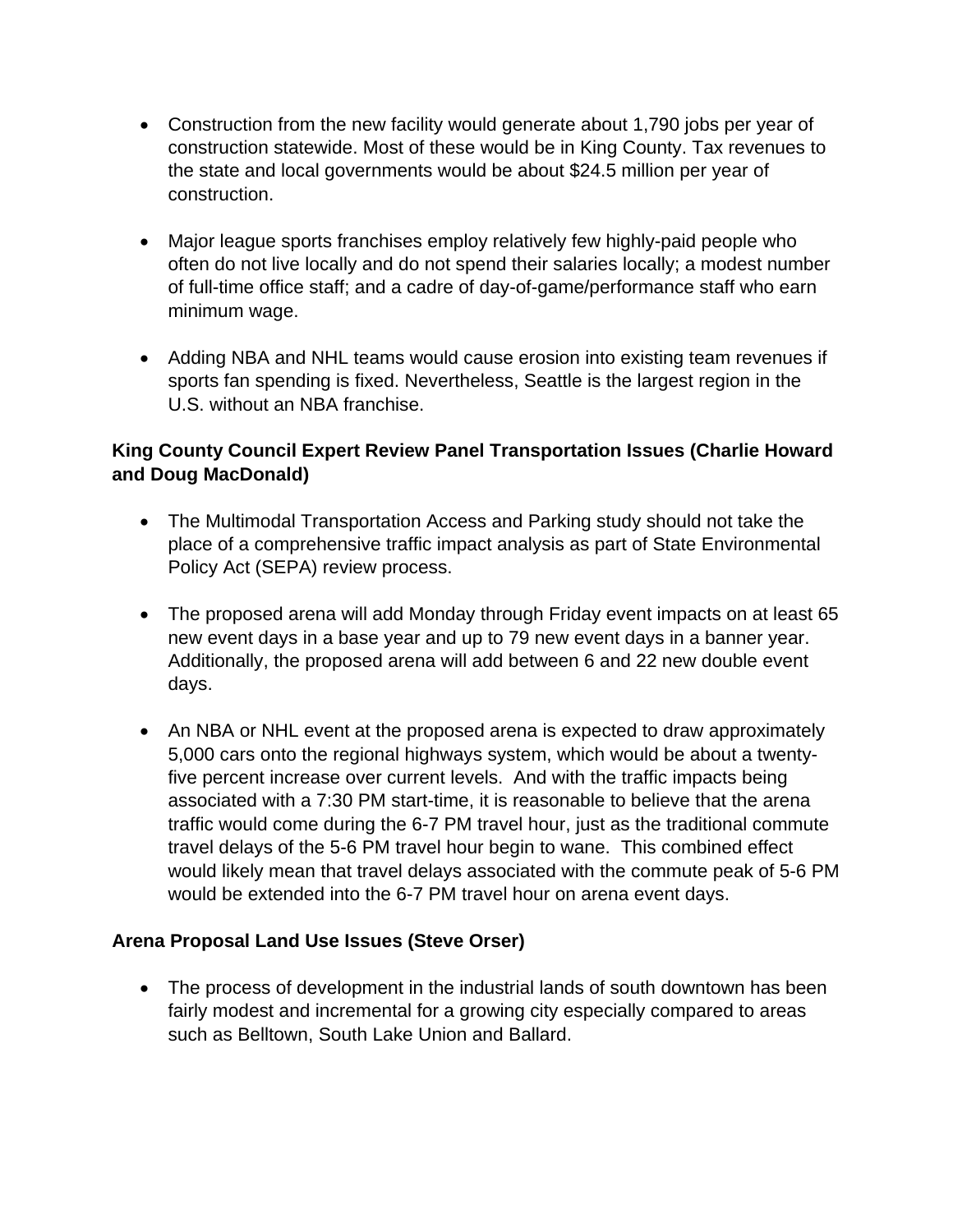- Construction from the new facility would generate about 1,790 jobs per year of construction statewide. Most of these would be in King County. Tax revenues to the state and local governments would be about $24.5 million per year of construction.

- Major league sports franchises employ relatively few highly-paid people who often do not live locally and do not spend their salaries locally; a modest number of full-time office staff; and a cadre of day-of-game/performance staff who earn minimum wage.

- Adding NBA and NHL teams would cause erosion into existing team revenues if sports fan spending is fixed. Nevertheless, Seattle is the largest region in the U.S. without an NBA franchise.

**King County Council Expert Review Panel Transportation Issues (Charlie Howard and Doug MacDonald)**

- The Multimodal Transportation Access and Parking study should not take the place of a comprehensive traffic impact analysis as part of State Environmental Policy Act (SEPA) review process.

- The proposed arena will add Monday through Friday event impacts on at least 65 new event days in a base year and up to 79 new event days in a banner year. Additionally, the proposed arena will add between 6 and 22 new double event days.

- An NBA or NHL event at the proposed arena is expected to draw approximately 5,000 cars onto the regional highways system, which would be about a twenty-five percent increase over current levels. And with the traffic impacts being associated with a 7:30 PM start-time, it is reasonable to believe that the arena traffic would come during the 6-7 PM travel hour, just as the traditional commute travel delays of the 5-6 PM travel hour begin to wane. This combined effect would likely mean that travel delays associated with the commute peak of 5-6 PM would be extended into the 6-7 PM travel hour on arena event days.

**Arena Proposal Land Use Issues (Steve Orser)**

- The process of development in the industrial lands of south downtown has been fairly modest and incremental for a growing city especially compared to areas such as Belltown, South Lake Union and Ballard.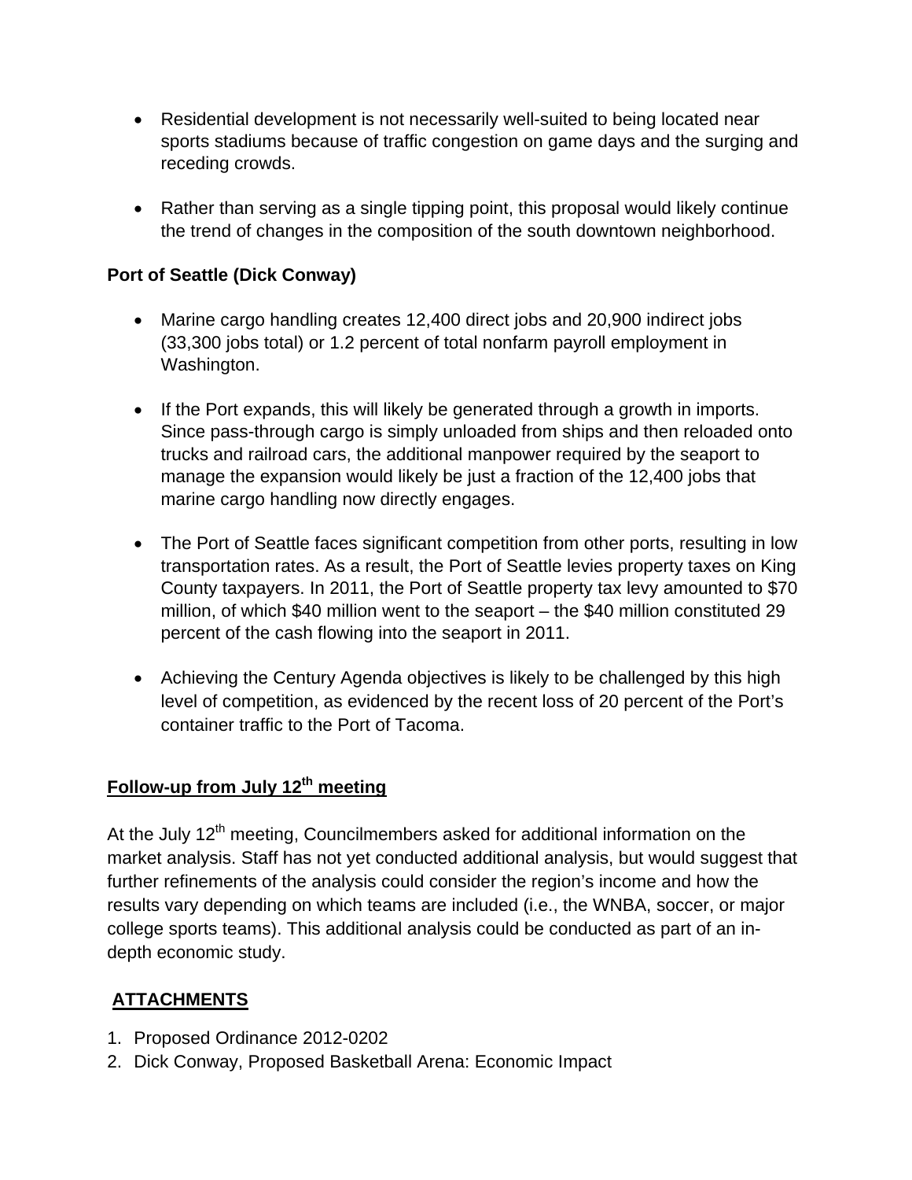- Residential development is not necessarily well-suited to being located near sports stadiums because of traffic congestion on game days and the surging and receding crowds.

- Rather than serving as a single tipping point, this proposal would likely continue the trend of changes in the composition of the south downtown neighborhood.

**Port of Seattle (Dick Conway)**

- Marine cargo handling creates 12,400 direct jobs and 20,900 indirect jobs (33,300 jobs total) or 1.2 percent of total nonfarm payroll employment in Washington.

- If the Port expands, this will likely be generated through a growth in imports. Since pass-through cargo is simply unloaded from ships and then reloaded onto trucks and railroad cars, the additional manpower required by the seaport to manage the expansion would likely be just a fraction of the 12,400 jobs that marine cargo handling now directly engages.

- The Port of Seattle faces significant competition from other ports, resulting in low transportation rates. As a result, the Port of Seattle levies property taxes on King County taxpayers. In 2011, the Port of Seattle property tax levy amounted to $70 million, of which $40 million went to the seaport – the $40 million constituted 29 percent of the cash flowing into the seaport in 2011.

- Achieving the Century Agenda objectives is likely to be challenged by this high level of competition, as evidenced by the recent loss of 20 percent of the Port's container traffic to the Port of Tacoma.

**Follow-up from July 12th meeting**

At the July 12th meeting, Councilmembers asked for additional information on the market analysis. Staff has not yet conducted additional analysis, but would suggest that further refinements of the analysis could consider the region's income and how the results vary depending on which teams are included (i.e., the WNBA, soccer, or major college sports teams). This additional analysis could be conducted as part of an in-depth economic study.

**ATTACHMENTS**

1. Proposed Ordinance 2012-0202
2. Dick Conway, Proposed Basketball Arena: Economic Impact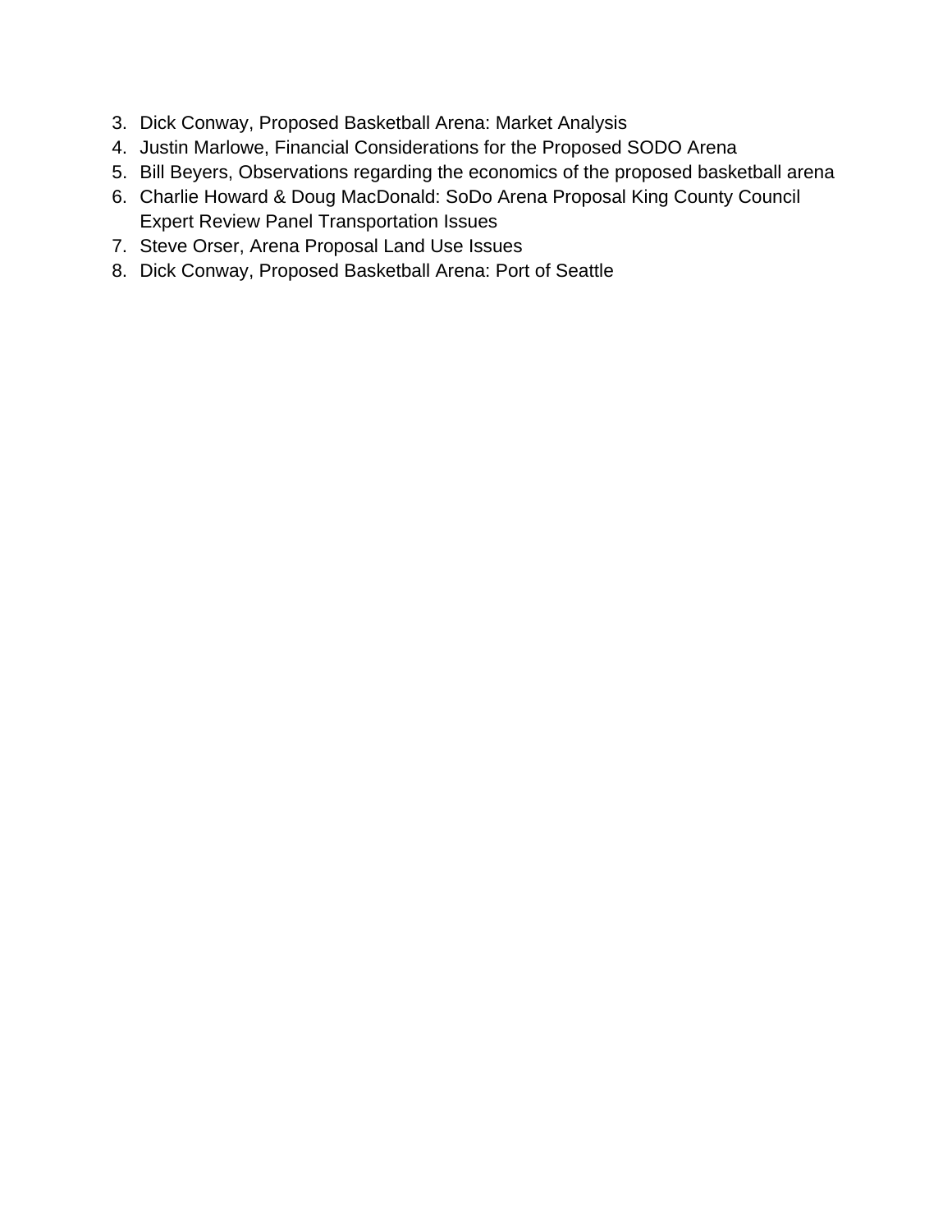3. Dick Conway, Proposed Basketball Arena: Market Analysis
4. Justin Marlowe, Financial Considerations for the Proposed SODO Arena
5. Bill Beyers, Observations regarding the economics of the proposed basketball arena
6. Charlie Howard & Doug MacDonald: SoDo Arena Proposal King County Council Expert Review Panel Transportation Issues
7. Steve Orser, Arena Proposal Land Use Issues
8. Dick Conway, Proposed Basketball Arena: Port of Seattle